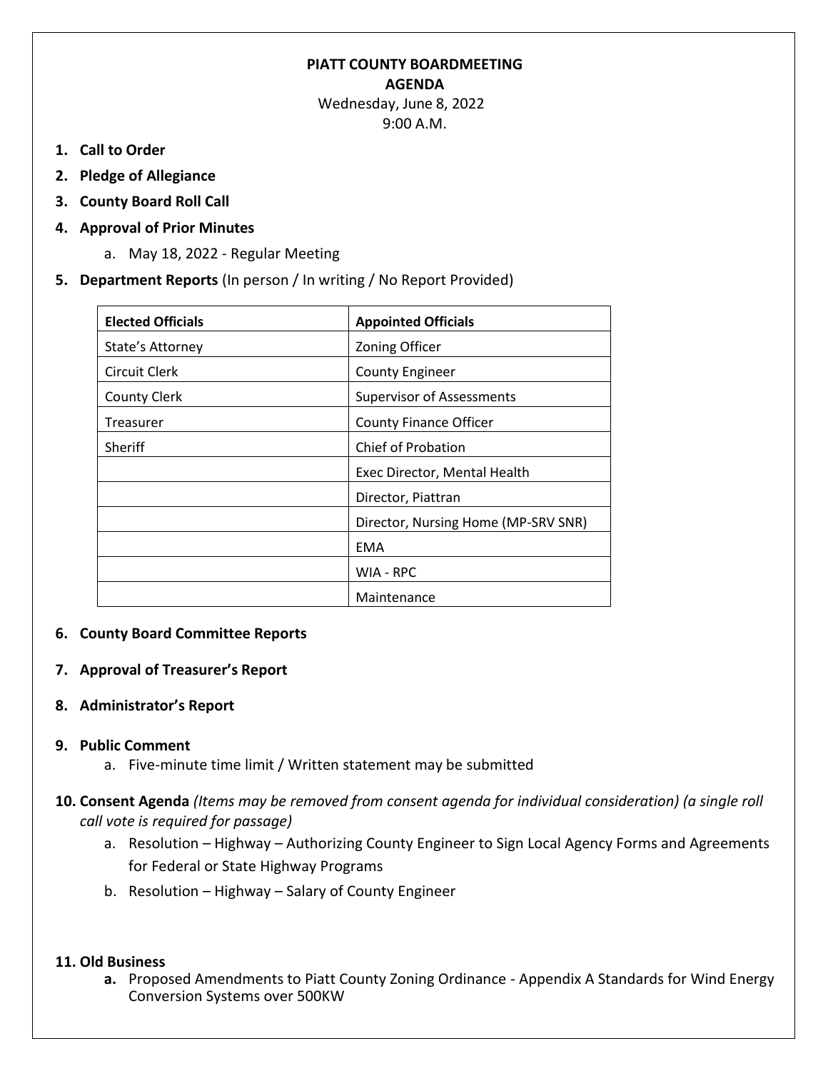# PIATT COUNTY BOARDMEETING

## AGENDA

Wednesday, June 8, 2022

9:00 A.M.

1. **Call to Order**
2. **Pledge of Allegiance**
3. **County Board Roll Call**
4. **Approval of Prior Minutes**
   a. May 18, 2022 - Regular Meeting
5. **Department Reports** (In person / In writing / No Report Provided)

| **Elected Officials** | **Appointed Officials** |
|---|---|
| State's Attorney | Zoning Officer |
| Circuit Clerk | County Engineer |
| County Clerk | Supervisor of Assessments |
| Treasurer | County Finance Officer |
| Sheriff | Chief of Probation |
| | Exec Director, Mental Health |
| | Director, Piattran |
| | Director, Nursing Home (MP-SRV SNR) |
| | EMA |
| | WIA - RPC |
| | Maintenance |

6. **County Board Committee Reports**
7. **Approval of Treasurer's Report**
8. **Administrator's Report**
9. **Public Comment**
   a. Five-minute time limit / Written statement may be submitted
10. **Consent Agenda** *(Items may be removed from consent agenda for individual consideration) (a single roll call vote is required for passage)*
    a. Resolution – Highway – Authorizing County Engineer to Sign Local Agency Forms and Agreements for Federal or State Highway Programs
    b. Resolution – Highway – Salary of County Engineer
11. **Old Business**
    **a.** Proposed Amendments to Piatt County Zoning Ordinance - Appendix A Standards for Wind Energy Conversion Systems over 500KW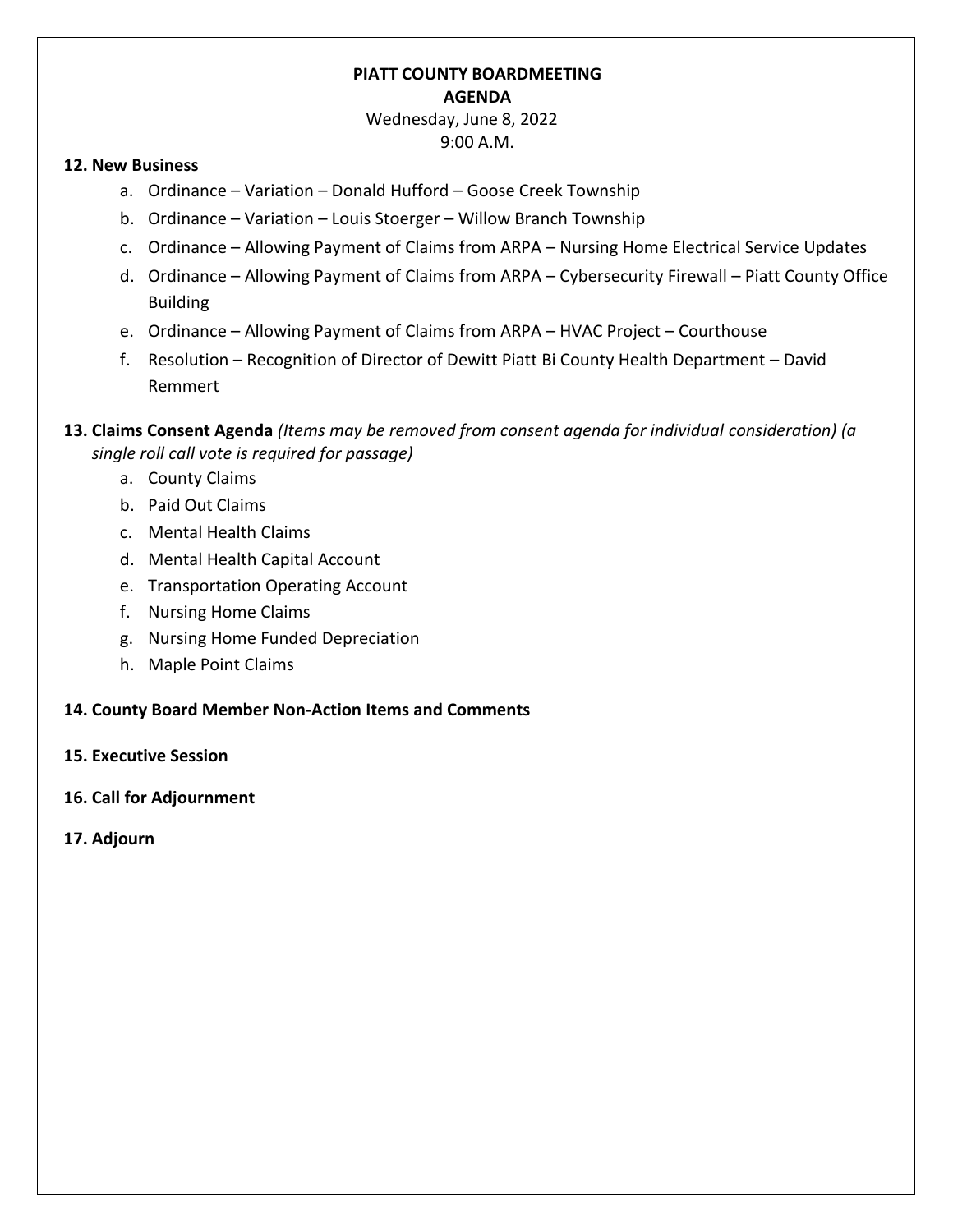**PIATT COUNTY BOARDMEETING**
**AGENDA**
Wednesday, June 8, 2022
9:00 A.M.

**12. New Business**

a. Ordinance – Variation – Donald Hufford – Goose Creek Township
b. Ordinance – Variation – Louis Stoerger – Willow Branch Township
c. Ordinance – Allowing Payment of Claims from ARPA – Nursing Home Electrical Service Updates
d. Ordinance – Allowing Payment of Claims from ARPA – Cybersecurity Firewall – Piatt County Office Building
e. Ordinance – Allowing Payment of Claims from ARPA – HVAC Project – Courthouse
f. Resolution – Recognition of Director of Dewitt Piatt Bi County Health Department – David Remmert

**13. Claims Consent Agenda** *(Items may be removed from consent agenda for individual consideration) (a single roll call vote is required for passage)*

a. County Claims
b. Paid Out Claims
c. Mental Health Claims
d. Mental Health Capital Account
e. Transportation Operating Account
f. Nursing Home Claims
g. Nursing Home Funded Depreciation
h. Maple Point Claims

**14. County Board Member Non-Action Items and Comments**

**15. Executive Session**

**16. Call for Adjournment**

**17. Adjourn**